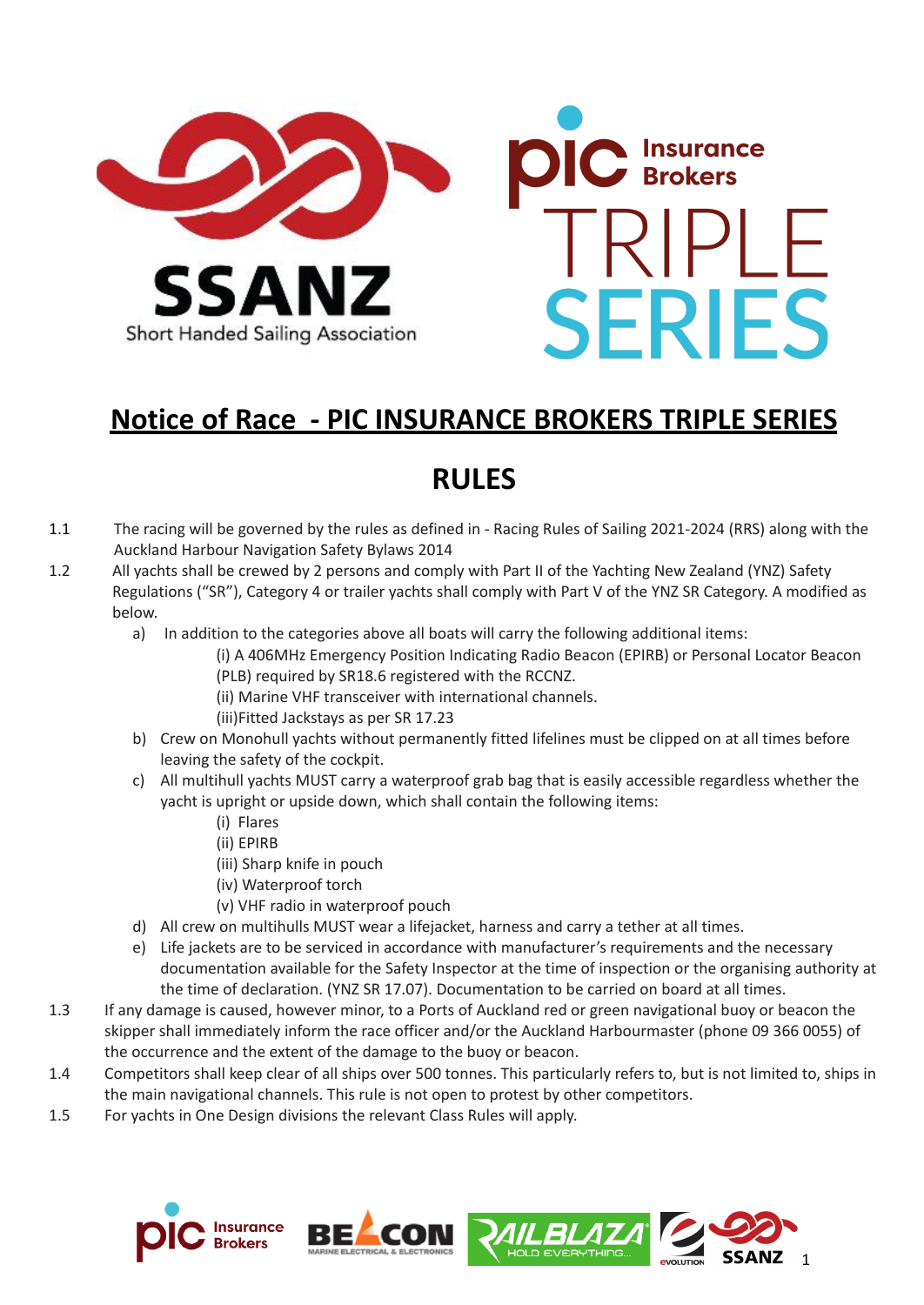# Notice of Race - PIC INSURANCE BROKERS TRIPLE SERIES

## RULES

1.1 The racing will be governed by the rules as defined in - Racing Rules of Sailing 2021-2024 (RRS) along with the Auckland Harbour Navigation Safety Bylaws 2014

1.2 All yachts shall be crewed by 2 persons and comply with Part II of the Yachting New Zealand (YNZ) Safety Regulations ("SR"), Category 4 or trailer yachts shall comply with Part V of the YNZ SR Category. A modified as below.

a) In addition to the categories above all boats will carry the following additional items:
   - (i) A 406MHz Emergency Position Indicating Radio Beacon (EPIRB) or Personal Locator Beacon (PLB) required by SR18.6 registered with the RCCNZ.
   - (ii) Marine VHF transceiver with international channels.
   - (iii)Fitted Jackstays as per SR 17.23

b) Crew on Monohull yachts without permanently fitted lifelines must be clipped on at all times before leaving the safety of the cockpit.

c) All multihull yachts MUST carry a waterproof grab bag that is easily accessible regardless whether the yacht is upright or upside down, which shall contain the following items:
   - (i) Flares
   - (ii) EPIRB
   - (iii) Sharp knife in pouch
   - (iv) Waterproof torch
   - (v) VHF radio in waterproof pouch

d) All crew on multihulls MUST wear a lifejacket, harness and carry a tether at all times.

e) Life jackets are to be serviced in accordance with manufacturer's requirements and the necessary documentation available for the Safety Inspector at the time of inspection or the organising authority at the time of declaration. (YNZ SR 17.07). Documentation to be carried on board at all times.

1.3 If any damage is caused, however minor, to a Ports of Auckland red or green navigational buoy or beacon the skipper shall immediately inform the race officer and/or the Auckland Harbourmaster (phone 09 366 0055) of the occurrence and the extent of the damage to the buoy or beacon.

1.4 Competitors shall keep clear of all ships over 500 tonnes. This particularly refers to, but is not limited to, ships in the main navigational channels. This rule is not open to protest by other competitors.

1.5 For yachts in One Design divisions the relevant Class Rules will apply.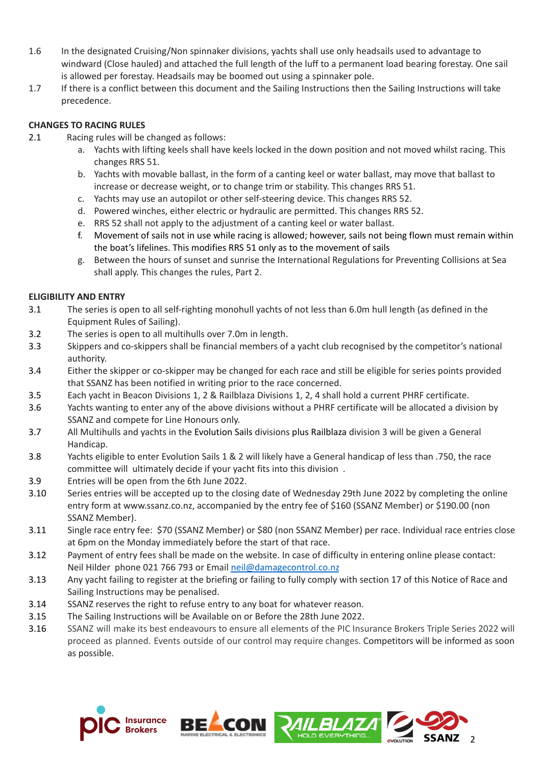1.6 In the designated Cruising/Non spinnaker divisions, yachts shall use only headsails used to advantage to windward (Close hauled) and attached the full length of the luff to a permanent load bearing forestay. One sail is allowed per forestay. Headsails may be boomed out using a spinnaker pole.

1.7 If there is a conflict between this document and the Sailing Instructions then the Sailing Instructions will take precedence.

**CHANGES TO RACING RULES**

2.1 Racing rules will be changed as follows:

a. Yachts with lifting keels shall have keels locked in the down position and not moved whilst racing. This changes RRS 51.
b. Yachts with movable ballast, in the form of a canting keel or water ballast, may move that ballast to increase or decrease weight, or to change trim or stability. This changes RRS 51.
c. Yachts may use an autopilot or other self-steering device. This changes RRS 52.
d. Powered winches, either electric or hydraulic are permitted. This changes RRS 52.
e. RRS 52 shall not apply to the adjustment of a canting keel or water ballast.
f. Movement of sails not in use while racing is allowed; however, sails not being flown must remain within the boat's lifelines. This modifies RRS 51 only as to the movement of sails
g. Between the hours of sunset and sunrise the International Regulations for Preventing Collisions at Sea shall apply. This changes the rules, Part 2.

**ELIGIBILITY AND ENTRY**

3.1 The series is open to all self-righting monohull yachts of not less than 6.0m hull length (as defined in the Equipment Rules of Sailing).

3.2 The series is open to all multihulls over 7.0m in length.

3.3 Skippers and co-skippers shall be financial members of a yacht club recognised by the competitor's national authority.

3.4 Either the skipper or co-skipper may be changed for each race and still be eligible for series points provided that SSANZ has been notified in writing prior to the race concerned.

3.5 Each yacht in Beacon Divisions 1, 2 & Railblaza Divisions 1, 2, 4 shall hold a current PHRF certificate.

3.6 Yachts wanting to enter any of the above divisions without a PHRF certificate will be allocated a division by SSANZ and compete for Line Honours only.

3.7 All Multihulls and yachts in the Evolution Sails divisions plus Railblaza division 3 will be given a General Handicap.

3.8 Yachts eligible to enter Evolution Sails 1 & 2 will likely have a General handicap of less than .750, the race committee will ultimately decide if your yacht fits into this division .

3.9 Entries will be open from the 6th June 2022.

3.10 Series entries will be accepted up to the closing date of Wednesday 29th June 2022 by completing the online entry form at www.ssanz.co.nz, accompanied by the entry fee of $160 (SSANZ Member) or $190.00 (non SSANZ Member).

3.11 Single race entry fee: $70 (SSANZ Member) or $80 (non SSANZ Member) per race. Individual race entries close at 6pm on the Monday immediately before the start of that race.

3.12 Payment of entry fees shall be made on the website. In case of difficulty in entering online please contact: Neil Hilder phone 021 766 793 or Email neil@damagecontrol.co.nz

3.13 Any yacht failing to register at the briefing or failing to fully comply with section 17 of this Notice of Race and Sailing Instructions may be penalised.

3.14 SSANZ reserves the right to refuse entry to any boat for whatever reason.

3.15 The Sailing Instructions will be Available on or Before the 28th June 2022.

3.16 SSANZ will make its best endeavours to ensure all elements of the PIC Insurance Brokers Triple Series 2022 will proceed as planned. Events outside of our control may require changes. Competitors will be informed as soon as possible.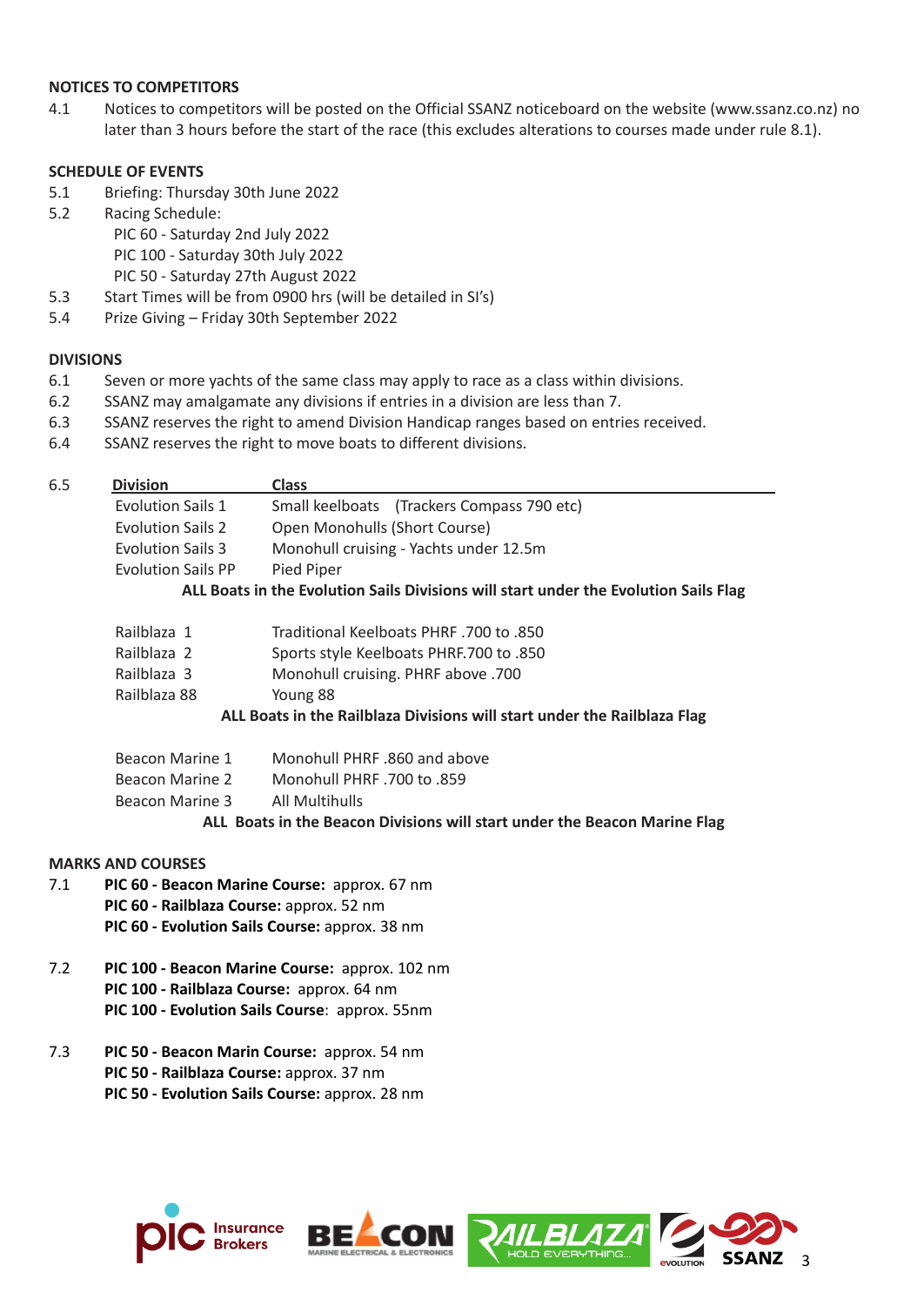## NOTICES TO COMPETITORS

4.1 Notices to competitors will be posted on the Official SSANZ noticeboard on the website (www.ssanz.co.nz) no later than 3 hours before the start of the race (this excludes alterations to courses made under rule 8.1).

## SCHEDULE OF EVENTS

5.1 Briefing: Thursday 30th June 2022

5.2 Racing Schedule:
PIC 60 - Saturday 2nd July 2022
PIC 100 - Saturday 30th July 2022
PIC 50 - Saturday 27th August 2022

5.3 Start Times will be from 0900 hrs (will be detailed in SI's)

5.4 Prize Giving – Friday 30th September 2022

## DIVISIONS

6.1 Seven or more yachts of the same class may apply to race as a class within divisions.

6.2 SSANZ may amalgamate any divisions if entries in a division are less than 7.

6.3 SSANZ reserves the right to amend Division Handicap ranges based on entries received.

6.4 SSANZ reserves the right to move boats to different divisions.

6.5

| Division | Class |
|---|---|
| Evolution Sails 1 | Small keelboats (Trackers Compass 790 etc) |
| Evolution Sails 2 | Open Monohulls (Short Course) |
| Evolution Sails 3 | Monohull cruising - Yachts under 12.5m |
| Evolution Sails PP | Pied Piper |

**ALL Boats in the Evolution Sails Divisions will start under the Evolution Sails Flag**

| Division | Class |
|---|---|
| Railblaza 1 | Traditional Keelboats PHRF .700 to .850 |
| Railblaza 2 | Sports style Keelboats PHRF.700 to .850 |
| Railblaza 3 | Monohull cruising. PHRF above .700 |
| Railblaza 88 | Young 88 |

**ALL Boats in the Railblaza Divisions will start under the Railblaza Flag**

| Division | Class |
|---|---|
| Beacon Marine 1 | Monohull PHRF .860 and above |
| Beacon Marine 2 | Monohull PHRF .700 to .859 |
| Beacon Marine 3 | All Multihulls |

**ALL Boats in the Beacon Divisions will start under the Beacon Marine Flag**

## MARKS AND COURSES

7.1 **PIC 60 - Beacon Marine Course:** approx. 67 nm
**PIC 60 - Railblaza Course:** approx. 52 nm
**PIC 60 - Evolution Sails Course:** approx. 38 nm

7.2 **PIC 100 - Beacon Marine Course:** approx. 102 nm
**PIC 100 - Railblaza Course:** approx. 64 nm
**PIC 100 - Evolution Sails Course**: approx. 55nm

7.3 **PIC 50 - Beacon Marin Course:** approx. 54 nm
**PIC 50 - Railblaza Course:** approx. 37 nm
**PIC 50 - Evolution Sails Course:** approx. 28 nm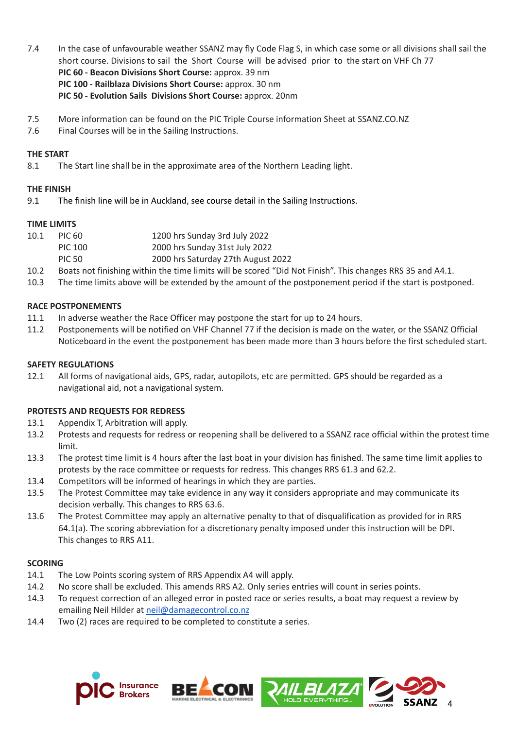7.4 In the case of unfavourable weather SSANZ may fly Code Flag S, in which case some or all divisions shall sail the short course. Divisions to sail the Short Course will be advised prior to the start on VHF Ch 77
**PIC 60 - Beacon Divisions Short Course:** approx. 39 nm
**PIC 100 - Railblaza Divisions Short Course:** approx. 30 nm
**PIC 50 - Evolution Sails Divisions Short Course:** approx. 20nm

7.5 More information can be found on the PIC Triple Course information Sheet at SSANZ.CO.NZ

7.6 Final Courses will be in the Sailing Instructions.

**THE START**

8.1 The Start line shall be in the approximate area of the Northern Leading light.

**THE FINISH**

9.1 The finish line will be in Auckland, see course detail in the Sailing Instructions.

**TIME LIMITS**

10.1 PIC 60 — 1200 hrs Sunday 3rd July 2022
PIC 100 — 2000 hrs Sunday 31st July 2022
PIC 50 — 2000 hrs Saturday 27th August 2022

10.2 Boats not finishing within the time limits will be scored "Did Not Finish". This changes RRS 35 and A4.1.

10.3 The time limits above will be extended by the amount of the postponement period if the start is postponed.

**RACE POSTPONEMENTS**

11.1 In adverse weather the Race Officer may postpone the start for up to 24 hours.

11.2 Postponements will be notified on VHF Channel 77 if the decision is made on the water, or the SSANZ Official Noticeboard in the event the postponement has been made more than 3 hours before the first scheduled start.

**SAFETY REGULATIONS**

12.1 All forms of navigational aids, GPS, radar, autopilots, etc are permitted. GPS should be regarded as a navigational aid, not a navigational system.

**PROTESTS AND REQUESTS FOR REDRESS**

13.1 Appendix T, Arbitration will apply.

13.2 Protests and requests for redress or reopening shall be delivered to a SSANZ race official within the protest time limit.

13.3 The protest time limit is 4 hours after the last boat in your division has finished. The same time limit applies to protests by the race committee or requests for redress. This changes RRS 61.3 and 62.2.

13.4 Competitors will be informed of hearings in which they are parties.

13.5 The Protest Committee may take evidence in any way it considers appropriate and may communicate its decision verbally. This changes to RRS 63.6.

13.6 The Protest Committee may apply an alternative penalty to that of disqualification as provided for in RRS 64.1(a). The scoring abbreviation for a discretionary penalty imposed under this instruction will be DPI. This changes to RRS A11.

**SCORING**

14.1 The Low Points scoring system of RRS Appendix A4 will apply.

14.2 No score shall be excluded. This amends RRS A2. Only series entries will count in series points.

14.3 To request correction of an alleged error in posted race or series results, a boat may request a review by emailing Neil Hilder at neil@damagecontrol.co.nz

14.4 Two (2) races are required to be completed to constitute a series.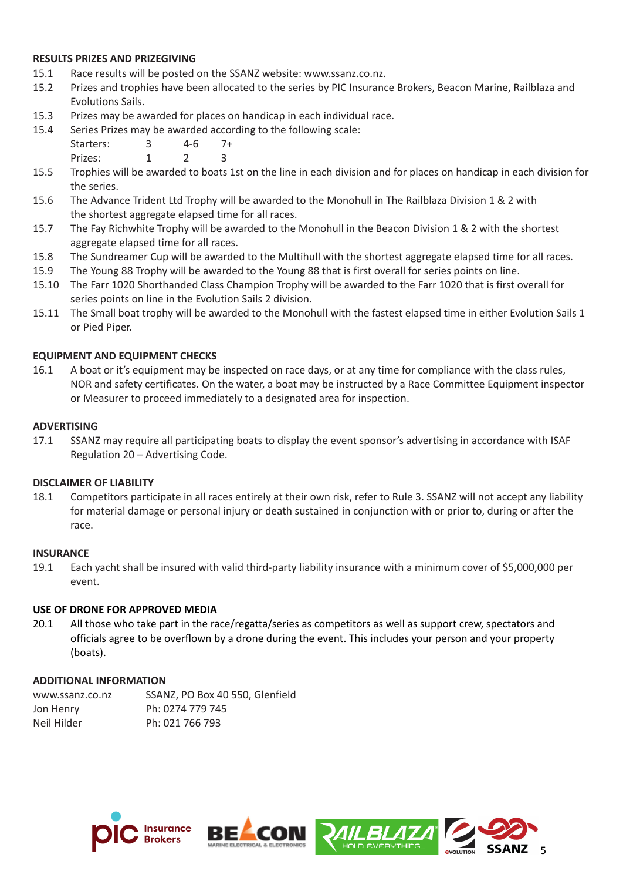### RESULTS PRIZES AND PRIZEGIVING

15.1 Race results will be posted on the SSANZ website: www.ssanz.co.nz.

15.2 Prizes and trophies have been allocated to the series by PIC Insurance Brokers, Beacon Marine, Railblaza and Evolutions Sails.

15.3 Prizes may be awarded for places on handicap in each individual race.

15.4 Series Prizes may be awarded according to the following scale:

| | | | |
|---|---|---|---|
| Starters: | 3 | 4-6 | 7+ |
| Prizes: | 1 | 2 | 3 |

15.5 Trophies will be awarded to boats 1st on the line in each division and for places on handicap in each division for the series.

15.6 The Advance Trident Ltd Trophy will be awarded to the Monohull in The Railblaza Division 1 & 2 with the shortest aggregate elapsed time for all races.

15.7 The Fay Richwhite Trophy will be awarded to the Monohull in the Beacon Division 1 & 2 with the shortest aggregate elapsed time for all races.

15.8 The Sundreamer Cup will be awarded to the Multihull with the shortest aggregate elapsed time for all races.

15.9 The Young 88 Trophy will be awarded to the Young 88 that is first overall for series points on line.

15.10 The Farr 1020 Shorthanded Class Champion Trophy will be awarded to the Farr 1020 that is first overall for series points on line in the Evolution Sails 2 division.

15.11 The Small boat trophy will be awarded to the Monohull with the fastest elapsed time in either Evolution Sails 1 or Pied Piper.

### EQUIPMENT AND EQUIPMENT CHECKS

16.1 A boat or it's equipment may be inspected on race days, or at any time for compliance with the class rules, NOR and safety certificates. On the water, a boat may be instructed by a Race Committee Equipment inspector or Measurer to proceed immediately to a designated area for inspection.

### ADVERTISING

17.1 SSANZ may require all participating boats to display the event sponsor's advertising in accordance with ISAF Regulation 20 – Advertising Code.

### DISCLAIMER OF LIABILITY

18.1 Competitors participate in all races entirely at their own risk, refer to Rule 3. SSANZ will not accept any liability for material damage or personal injury or death sustained in conjunction with or prior to, during or after the race.

### INSURANCE

19.1 Each yacht shall be insured with valid third-party liability insurance with a minimum cover of $5,000,000 per event.

### USE OF DRONE FOR APPROVED MEDIA

20.1 All those who take part in the race/regatta/series as competitors as well as support crew, spectators and officials agree to be overflown by a drone during the event. This includes your person and your property (boats).

### ADDITIONAL INFORMATION

| | |
|---|---|
| www.ssanz.co.nz | SSANZ, PO Box 40 550, Glenfield |
| Jon Henry | Ph: 0274 779 745 |
| Neil Hilder | Ph: 021 766 793 |